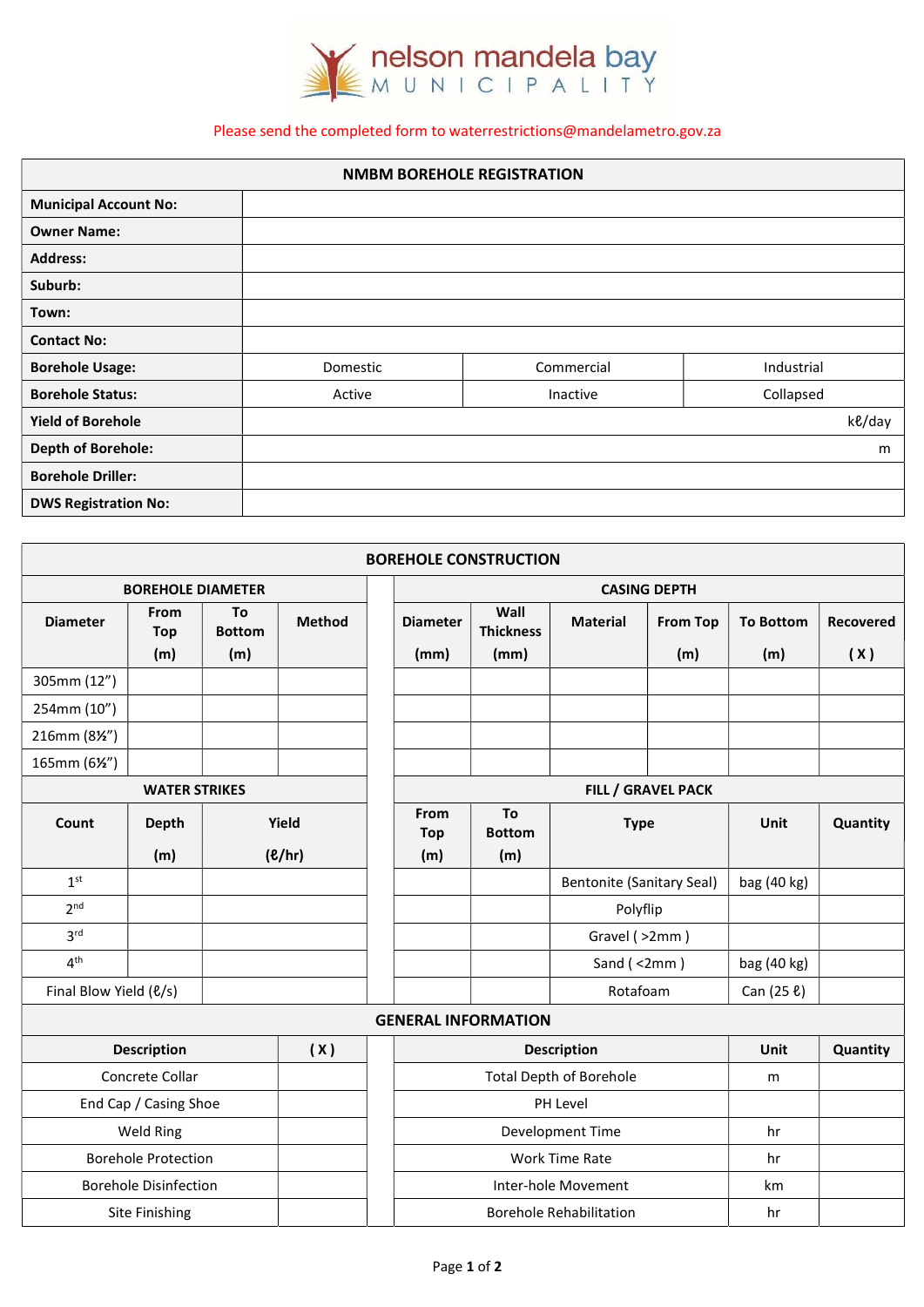nelson mandela bay MUNICIPALITY

Please send the completed form to waterrestrictions@mandelametro.gov.za

| NMBM BOREHOLE REGISTRATION | | | |
|---|---|---|---|
| **Municipal Account No:** | | | |
| **Owner Name:** | | | |
| **Address:** | | | |
| **Suburb:** | | | |
| **Town:** | | | |
| **Contact No:** | | | |
| **Borehole Usage:** | Domestic | Commercial | Industrial |
| **Borehole Status:** | Active | Inactive | Collapsed |
| **Yield of Borehole** | | | kℓ/day |
| **Depth of Borehole:** | | | m |
| **Borehole Driller:** | | | |
| **DWS Registration No:** | | | |

## BOREHOLE CONSTRUCTION

| BOREHOLE DIAMETER | | | |
|---|---|---|---|
| **Diameter** | **From Top (m)** | **To Bottom (m)** | **Method** |
| 305mm (12”) | | | |
| 254mm (10”) | | | |
| 216mm (8½”) | | | |
| 165mm (6½”) | | | |

| CASING DEPTH | | | | | |
|---|---|---|---|---|---|
| **Diameter (mm)** | **Wall Thickness (mm)** | **Material** | **From Top (m)** | **To Bottom (m)** | **Recovered ( X )** |
| | | | | | |
| | | | | | |
| | | | | | |
| | | | | | |

| WATER STRIKES | | |
|---|---|---|
| **Count** | **Depth (m)** | **Yield (ℓ/hr)** |
| 1st | | |
| 2nd | | |
| 3rd | | |
| 4th | | |
| Final Blow Yield (ℓ/s) | | |

| FILL / GRAVEL PACK | | | | |
|---|---|---|---|---|
| **From Top (m)** | **To Bottom (m)** | **Type** | **Unit** | **Quantity** |
| | | Bentonite (Sanitary Seal) | bag (40 kg) | |
| | | Polyflip | | |
| | | Gravel ( >2mm ) | | |
| | | Sand ( <2mm ) | bag (40 kg) | |
| | | Rotafoam | Can (25 ℓ) | |

## GENERAL INFORMATION

| **Description** | **( X )** |
|---|---|
| Concrete Collar | |
| End Cap / Casing Shoe | |
| Weld Ring | |
| Borehole Protection | |
| Borehole Disinfection | |
| Site Finishing | |

| **Description** | **Unit** | **Quantity** |
|---|---|---|
| Total Depth of Borehole | m | |
| PH Level | | |
| Development Time | hr | |
| Work Time Rate | hr | |
| Inter-hole Movement | km | |
| Borehole Rehabilitation | hr | |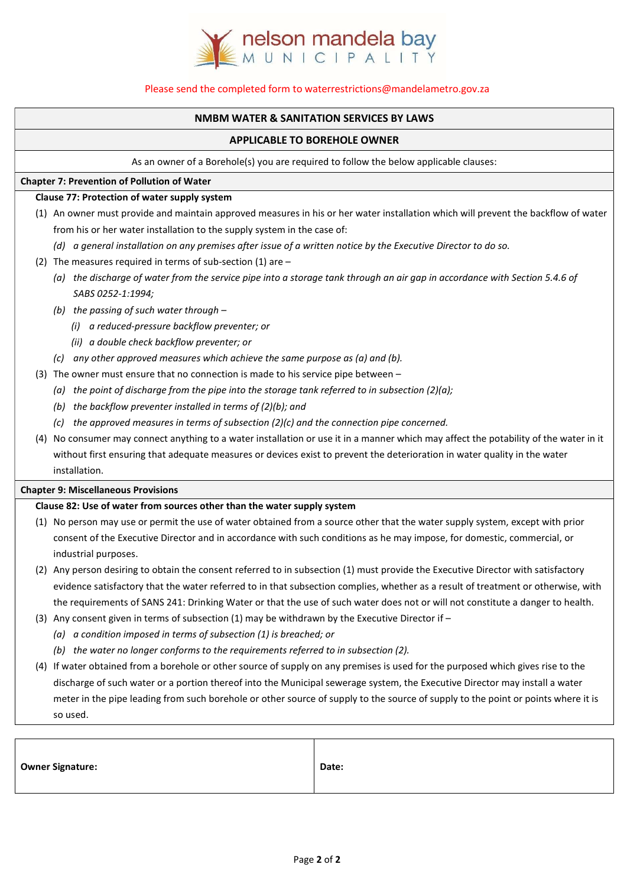nelson mandela bay MUNICIPALITY

Please send the completed form to waterrestrictions@mandelametro.gov.za

## NMBM WATER & SANITATION SERVICES BY LAWS

## APPLICABLE TO BOREHOLE OWNER

As an owner of a Borehole(s) you are required to follow the below applicable clauses:

### Chapter 7: Prevention of Pollution of Water

**Clause 77: Protection of water supply system**

(1) An owner must provide and maintain approved measures in his or her water installation which will prevent the backflow of water from his or her water installation to the supply system in the case of:

*(d) a general installation on any premises after issue of a written notice by the Executive Director to do so.*

(2) The measures required in terms of sub-section (1) are –

*(a) the discharge of water from the service pipe into a storage tank through an air gap in accordance with Section 5.4.6 of SABS 0252-1:1994;*

*(b) the passing of such water through –*

*(i) a reduced-pressure backflow preventer; or*

*(ii) a double check backflow preventer; or*

*(c) any other approved measures which achieve the same purpose as (a) and (b).*

(3) The owner must ensure that no connection is made to his service pipe between –

*(a) the point of discharge from the pipe into the storage tank referred to in subsection (2)(a);*

*(b) the backflow preventer installed in terms of (2)(b); and*

*(c) the approved measures in terms of subsection (2)(c) and the connection pipe concerned.*

(4) No consumer may connect anything to a water installation or use it in a manner which may affect the potability of the water in it without first ensuring that adequate measures or devices exist to prevent the deterioration in water quality in the water installation.

### Chapter 9: Miscellaneous Provisions

**Clause 82: Use of water from sources other than the water supply system**

(1) No person may use or permit the use of water obtained from a source other that the water supply system, except with prior consent of the Executive Director and in accordance with such conditions as he may impose, for domestic, commercial, or industrial purposes.

(2) Any person desiring to obtain the consent referred to in subsection (1) must provide the Executive Director with satisfactory evidence satisfactory that the water referred to in that subsection complies, whether as a result of treatment or otherwise, with the requirements of SANS 241: Drinking Water or that the use of such water does not or will not constitute a danger to health.

(3) Any consent given in terms of subsection (1) may be withdrawn by the Executive Director if –

*(a) a condition imposed in terms of subsection (1) is breached; or*

*(b) the water no longer conforms to the requirements referred to in subsection (2).*

(4) If water obtained from a borehole or other source of supply on any premises is used for the purposed which gives rise to the discharge of such water or a portion thereof into the Municipal sewerage system, the Executive Director may install a water meter in the pipe leading from such borehole or other source of supply to the source of supply to the point or points where it is so used.

| | |
|---|---|
| **Owner Signature:** | **Date:** |